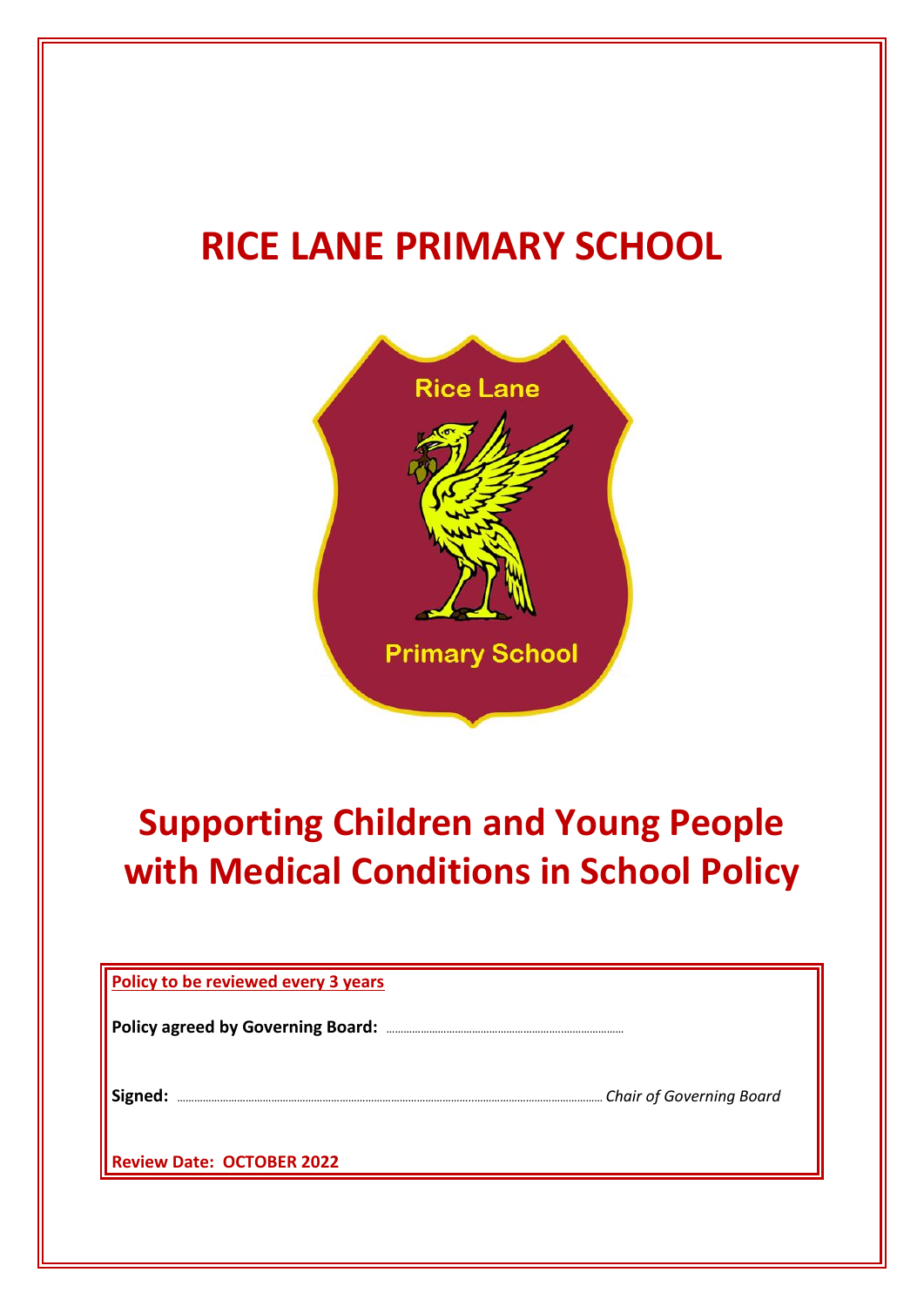# RICE LANE PRIMARY SCHOOL

# Supporting Children and Young People with Medical Conditions in School Policy

**Policy to be reviewed every 3 years**

**Policy agreed by Governing Board:** ..............................

**Signed:** .............................................. *Chair of Governing Board*

**Review Date: OCTOBER 2022**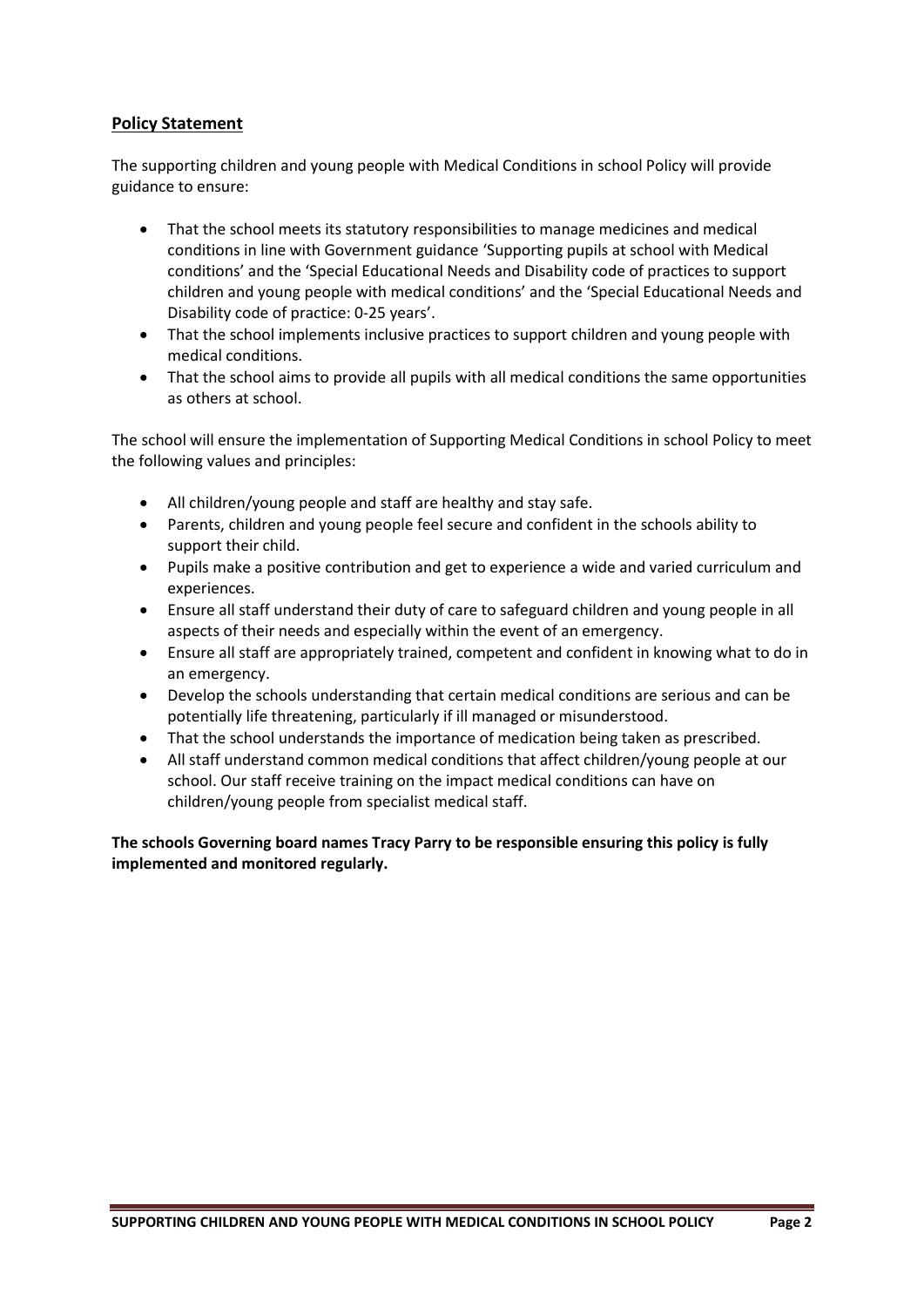## Policy Statement

The supporting children and young people with Medical Conditions in school Policy will provide guidance to ensure:

- That the school meets its statutory responsibilities to manage medicines and medical conditions in line with Government guidance 'Supporting pupils at school with Medical conditions' and the 'Special Educational Needs and Disability code of practices to support children and young people with medical conditions' and the 'Special Educational Needs and Disability code of practice: 0-25 years'.
- That the school implements inclusive practices to support children and young people with medical conditions.
- That the school aims to provide all pupils with all medical conditions the same opportunities as others at school.

The school will ensure the implementation of Supporting Medical Conditions in school Policy to meet the following values and principles:

- All children/young people and staff are healthy and stay safe.
- Parents, children and young people feel secure and confident in the schools ability to support their child.
- Pupils make a positive contribution and get to experience a wide and varied curriculum and experiences.
- Ensure all staff understand their duty of care to safeguard children and young people in all aspects of their needs and especially within the event of an emergency.
- Ensure all staff are appropriately trained, competent and confident in knowing what to do in an emergency.
- Develop the schools understanding that certain medical conditions are serious and can be potentially life threatening, particularly if ill managed or misunderstood.
- That the school understands the importance of medication being taken as prescribed.
- All staff understand common medical conditions that affect children/young people at our school. Our staff receive training on the impact medical conditions can have on children/young people from specialist medical staff.

**The schools Governing board names Tracy Parry to be responsible ensuring this policy is fully implemented and monitored regularly.**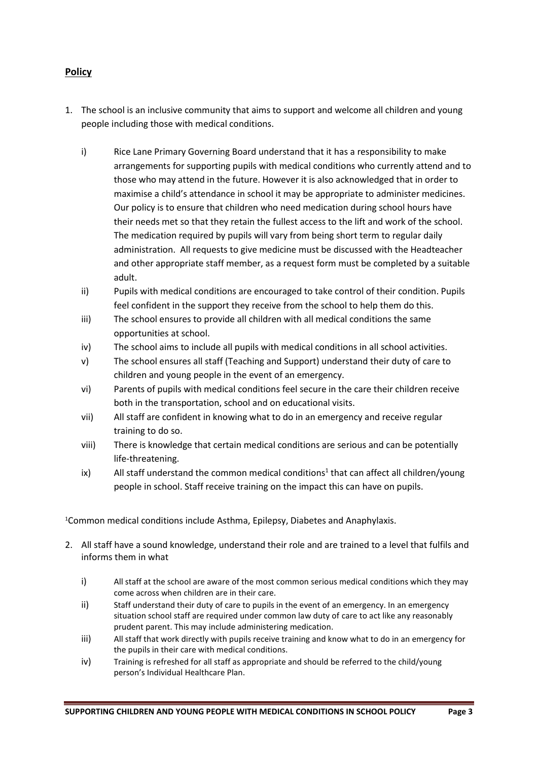**Policy**

1. The school is an inclusive community that aims to support and welcome all children and young people including those with medical conditions.

   i) Rice Lane Primary Governing Board understand that it has a responsibility to make arrangements for supporting pupils with medical conditions who currently attend and to those who may attend in the future. However it is also acknowledged that in order to maximise a child's attendance in school it may be appropriate to administer medicines. Our policy is to ensure that children who need medication during school hours have their needs met so that they retain the fullest access to the lift and work of the school. The medication required by pupils will vary from being short term to regular daily administration. All requests to give medicine must be discussed with the Headteacher and other appropriate staff member, as a request form must be completed by a suitable adult.

   ii) Pupils with medical conditions are encouraged to take control of their condition. Pupils feel confident in the support they receive from the school to help them do this.

   iii) The school ensures to provide all children with all medical conditions the same opportunities at school.

   iv) The school aims to include all pupils with medical conditions in all school activities.

   v) The school ensures all staff (Teaching and Support) understand their duty of care to children and young people in the event of an emergency.

   vi) Parents of pupils with medical conditions feel secure in the care their children receive both in the transportation, school and on educational visits.

   vii) All staff are confident in knowing what to do in an emergency and receive regular training to do so.

   viii) There is knowledge that certain medical conditions are serious and can be potentially life-threatening.

   ix) All staff understand the common medical conditions[1] that can affect all children/young people in school. Staff receive training on the impact this can have on pupils.

[1]Common medical conditions include Asthma, Epilepsy, Diabetes and Anaphylaxis.

2. All staff have a sound knowledge, understand their role and are trained to a level that fulfils and informs them in what

   i) All staff at the school are aware of the most common serious medical conditions which they may come across when children are in their care.

   ii) Staff understand their duty of care to pupils in the event of an emergency. In an emergency situation school staff are required under common law duty of care to act like any reasonably prudent parent. This may include administering medication.

   iii) All staff that work directly with pupils receive training and know what to do in an emergency for the pupils in their care with medical conditions.

   iv) Training is refreshed for all staff as appropriate and should be referred to the child/young person's Individual Healthcare Plan.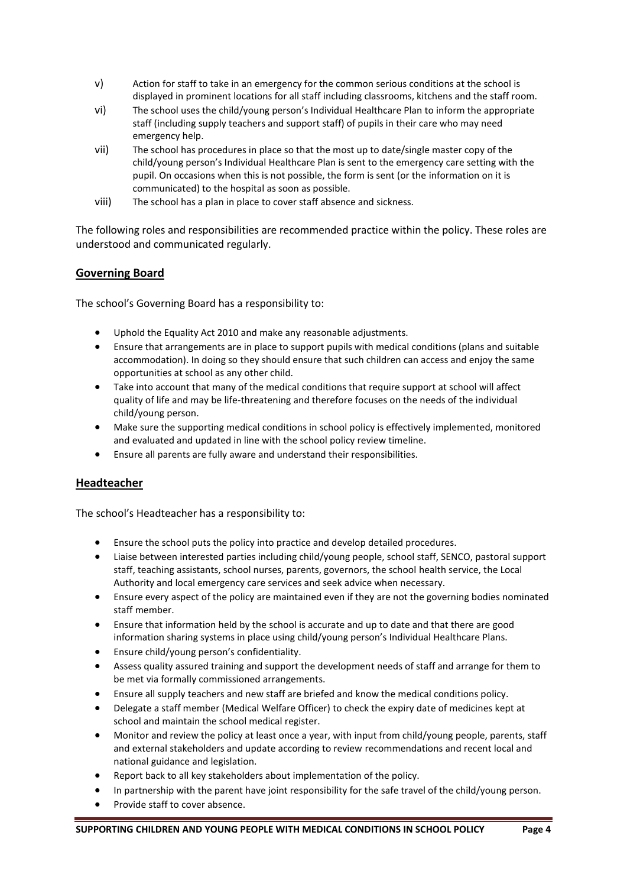v) Action for staff to take in an emergency for the common serious conditions at the school is displayed in prominent locations for all staff including classrooms, kitchens and the staff room.

vi) The school uses the child/young person's Individual Healthcare Plan to inform the appropriate staff (including supply teachers and support staff) of pupils in their care who may need emergency help.

vii) The school has procedures in place so that the most up to date/single master copy of the child/young person's Individual Healthcare Plan is sent to the emergency care setting with the pupil. On occasions when this is not possible, the form is sent (or the information on it is communicated) to the hospital as soon as possible.

viii) The school has a plan in place to cover staff absence and sickness.

The following roles and responsibilities are recommended practice within the policy. These roles are understood and communicated regularly.

## Governing Board

The school's Governing Board has a responsibility to:

- Uphold the Equality Act 2010 and make any reasonable adjustments.
- Ensure that arrangements are in place to support pupils with medical conditions (plans and suitable accommodation). In doing so they should ensure that such children can access and enjoy the same opportunities at school as any other child.
- Take into account that many of the medical conditions that require support at school will affect quality of life and may be life-threatening and therefore focuses on the needs of the individual child/young person.
- Make sure the supporting medical conditions in school policy is effectively implemented, monitored and evaluated and updated in line with the school policy review timeline.
- Ensure all parents are fully aware and understand their responsibilities.

## Headteacher

The school's Headteacher has a responsibility to:

- Ensure the school puts the policy into practice and develop detailed procedures.
- Liaise between interested parties including child/young people, school staff, SENCO, pastoral support staff, teaching assistants, school nurses, parents, governors, the school health service, the Local Authority and local emergency care services and seek advice when necessary.
- Ensure every aspect of the policy are maintained even if they are not the governing bodies nominated staff member.
- Ensure that information held by the school is accurate and up to date and that there are good information sharing systems in place using child/young person's Individual Healthcare Plans.
- Ensure child/young person's confidentiality.
- Assess quality assured training and support the development needs of staff and arrange for them to be met via formally commissioned arrangements.
- Ensure all supply teachers and new staff are briefed and know the medical conditions policy.
- Delegate a staff member (Medical Welfare Officer) to check the expiry date of medicines kept at school and maintain the school medical register.
- Monitor and review the policy at least once a year, with input from child/young people, parents, staff and external stakeholders and update according to review recommendations and recent local and national guidance and legislation.
- Report back to all key stakeholders about implementation of the policy.
- In partnership with the parent have joint responsibility for the safe travel of the child/young person.
- Provide staff to cover absence.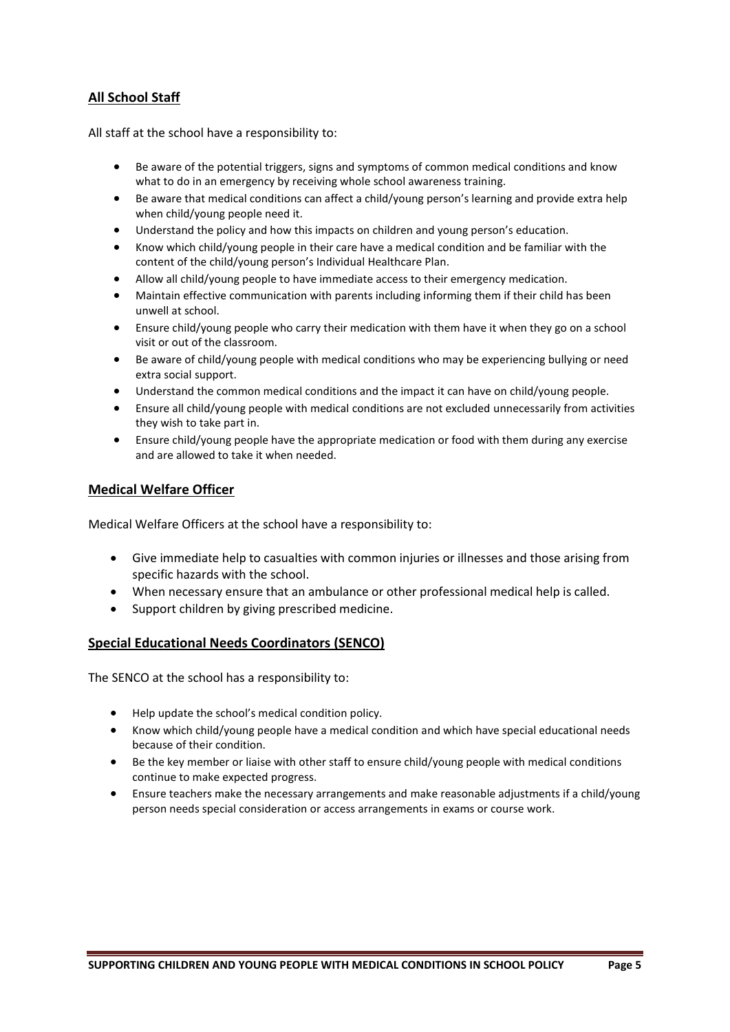## All School Staff

All staff at the school have a responsibility to:

- Be aware of the potential triggers, signs and symptoms of common medical conditions and know what to do in an emergency by receiving whole school awareness training.
- Be aware that medical conditions can affect a child/young person's learning and provide extra help when child/young people need it.
- Understand the policy and how this impacts on children and young person's education.
- Know which child/young people in their care have a medical condition and be familiar with the content of the child/young person's Individual Healthcare Plan.
- Allow all child/young people to have immediate access to their emergency medication.
- Maintain effective communication with parents including informing them if their child has been unwell at school.
- Ensure child/young people who carry their medication with them have it when they go on a school visit or out of the classroom.
- Be aware of child/young people with medical conditions who may be experiencing bullying or need extra social support.
- Understand the common medical conditions and the impact it can have on child/young people.
- Ensure all child/young people with medical conditions are not excluded unnecessarily from activities they wish to take part in.
- Ensure child/young people have the appropriate medication or food with them during any exercise and are allowed to take it when needed.

## Medical Welfare Officer

Medical Welfare Officers at the school have a responsibility to:

- Give immediate help to casualties with common injuries or illnesses and those arising from specific hazards with the school.
- When necessary ensure that an ambulance or other professional medical help is called.
- Support children by giving prescribed medicine.

## Special Educational Needs Coordinators (SENCO)

The SENCO at the school has a responsibility to:

- Help update the school's medical condition policy.
- Know which child/young people have a medical condition and which have special educational needs because of their condition.
- Be the key member or liaise with other staff to ensure child/young people with medical conditions continue to make expected progress.
- Ensure teachers make the necessary arrangements and make reasonable adjustments if a child/young person needs special consideration or access arrangements in exams or course work.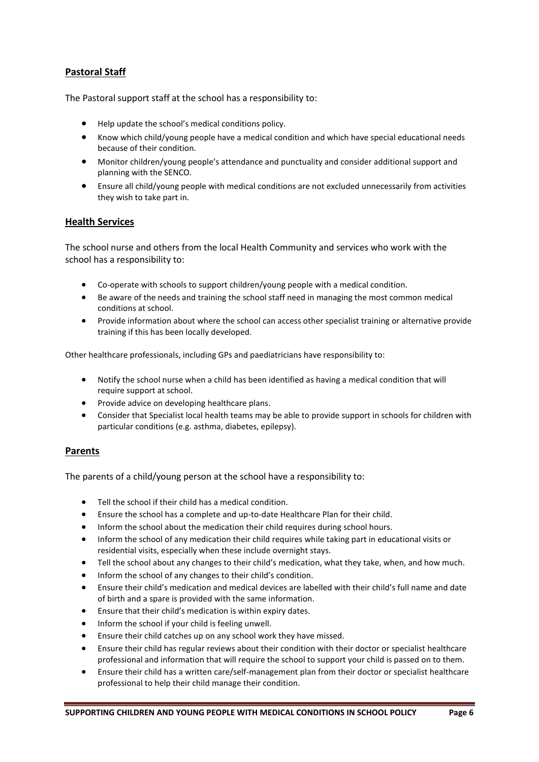## Pastoral Staff

The Pastoral support staff at the school has a responsibility to:

- Help update the school's medical conditions policy.
- Know which child/young people have a medical condition and which have special educational needs because of their condition.
- Monitor children/young people's attendance and punctuality and consider additional support and planning with the SENCO.
- Ensure all child/young people with medical conditions are not excluded unnecessarily from activities they wish to take part in.

## Health Services

The school nurse and others from the local Health Community and services who work with the school has a responsibility to:

- Co-operate with schools to support children/young people with a medical condition.
- Be aware of the needs and training the school staff need in managing the most common medical conditions at school.
- Provide information about where the school can access other specialist training or alternative provide training if this has been locally developed.

Other healthcare professionals, including GPs and paediatricians have responsibility to:

- Notify the school nurse when a child has been identified as having a medical condition that will require support at school.
- Provide advice on developing healthcare plans.
- Consider that Specialist local health teams may be able to provide support in schools for children with particular conditions (e.g. asthma, diabetes, epilepsy).

## Parents

The parents of a child/young person at the school have a responsibility to:

- Tell the school if their child has a medical condition.
- Ensure the school has a complete and up-to-date Healthcare Plan for their child.
- Inform the school about the medication their child requires during school hours.
- Inform the school of any medication their child requires while taking part in educational visits or residential visits, especially when these include overnight stays.
- Tell the school about any changes to their child's medication, what they take, when, and how much.
- Inform the school of any changes to their child's condition.
- Ensure their child's medication and medical devices are labelled with their child's full name and date of birth and a spare is provided with the same information.
- Ensure that their child's medication is within expiry dates.
- Inform the school if your child is feeling unwell.
- Ensure their child catches up on any school work they have missed.
- Ensure their child has regular reviews about their condition with their doctor or specialist healthcare professional and information that will require the school to support your child is passed on to them.
- Ensure their child has a written care/self-management plan from their doctor or specialist healthcare professional to help their child manage their condition.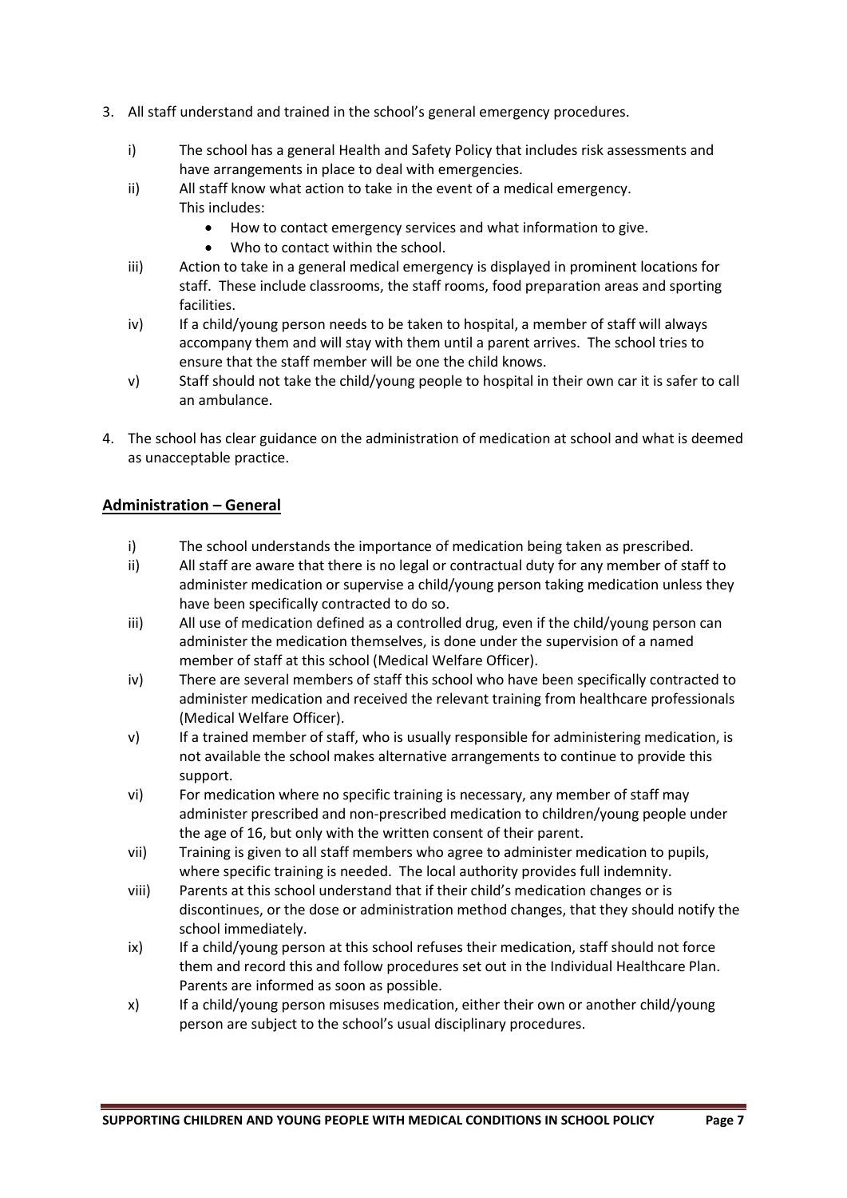3. All staff understand and trained in the school's general emergency procedures.

   i) The school has a general Health and Safety Policy that includes risk assessments and have arrangements in place to deal with emergencies.
   ii) All staff know what action to take in the event of a medical emergency. This includes:
      - How to contact emergency services and what information to give.
      - Who to contact within the school.
   iii) Action to take in a general medical emergency is displayed in prominent locations for staff. These include classrooms, the staff rooms, food preparation areas and sporting facilities.
   iv) If a child/young person needs to be taken to hospital, a member of staff will always accompany them and will stay with them until a parent arrives. The school tries to ensure that the staff member will be one the child knows.
   v) Staff should not take the child/young people to hospital in their own car it is safer to call an ambulance.

4. The school has clear guidance on the administration of medication at school and what is deemed as unacceptable practice.

## Administration – General

i) The school understands the importance of medication being taken as prescribed.
ii) All staff are aware that there is no legal or contractual duty for any member of staff to administer medication or supervise a child/young person taking medication unless they have been specifically contracted to do so.
iii) All use of medication defined as a controlled drug, even if the child/young person can administer the medication themselves, is done under the supervision of a named member of staff at this school (Medical Welfare Officer).
iv) There are several members of staff this school who have been specifically contracted to administer medication and received the relevant training from healthcare professionals (Medical Welfare Officer).
v) If a trained member of staff, who is usually responsible for administering medication, is not available the school makes alternative arrangements to continue to provide this support.
vi) For medication where no specific training is necessary, any member of staff may administer prescribed and non-prescribed medication to children/young people under the age of 16, but only with the written consent of their parent.
vii) Training is given to all staff members who agree to administer medication to pupils, where specific training is needed. The local authority provides full indemnity.
viii) Parents at this school understand that if their child's medication changes or is discontinues, or the dose or administration method changes, that they should notify the school immediately.
ix) If a child/young person at this school refuses their medication, staff should not force them and record this and follow procedures set out in the Individual Healthcare Plan. Parents are informed as soon as possible.
x) If a child/young person misuses medication, either their own or another child/young person are subject to the school's usual disciplinary procedures.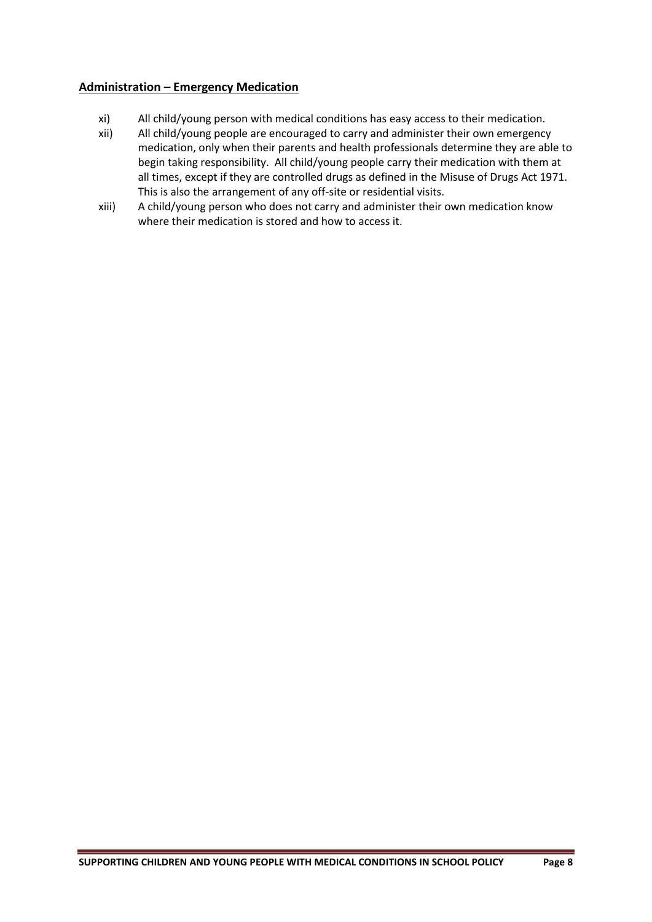## Administration – Emergency Medication

xi) All child/young person with medical conditions has easy access to their medication.

xii) All child/young people are encouraged to carry and administer their own emergency medication, only when their parents and health professionals determine they are able to begin taking responsibility. All child/young people carry their medication with them at all times, except if they are controlled drugs as defined in the Misuse of Drugs Act 1971. This is also the arrangement of any off-site or residential visits.

xiii) A child/young person who does not carry and administer their own medication know where their medication is stored and how to access it.